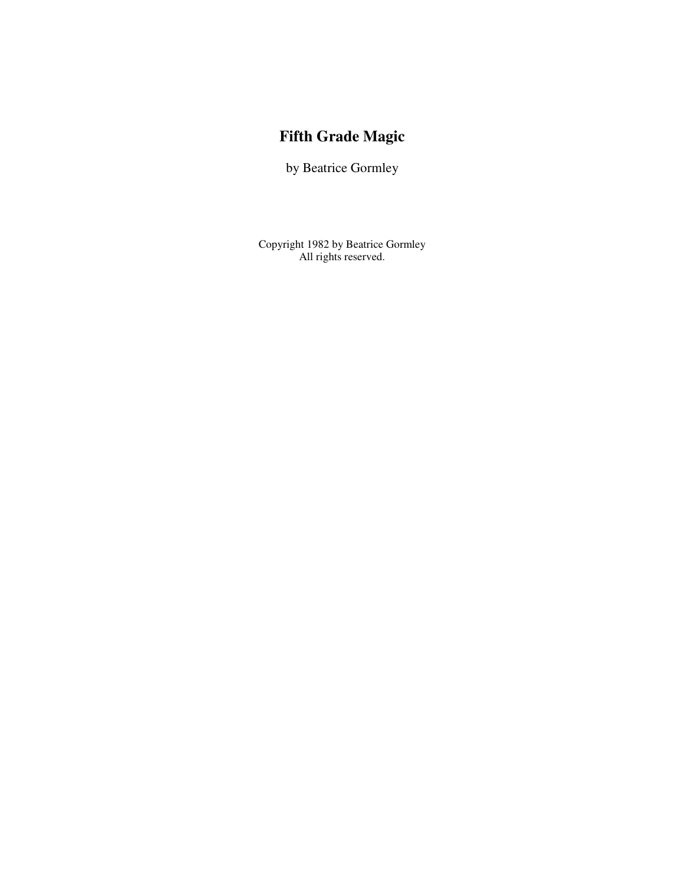# Fifth Grade Magic

by Beatrice Gormley

Copyright 1982 by Beatrice Gormley
All rights reserved.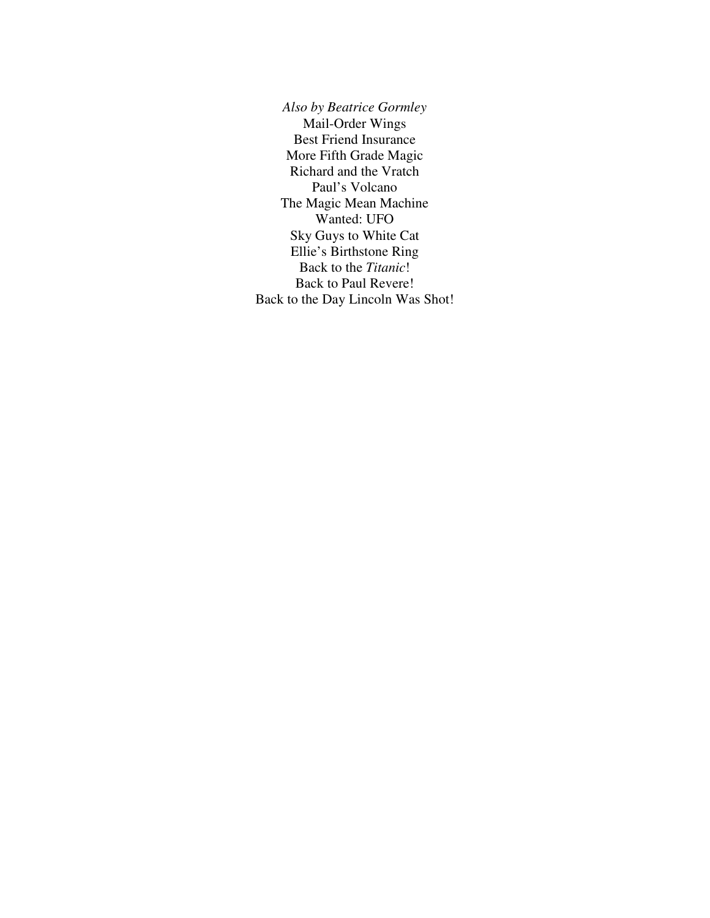*Also by Beatrice Gormley*

Mail-Order Wings  
Best Friend Insurance  
More Fifth Grade Magic  
Richard and the Vratch  
Paul's Volcano  
The Magic Mean Machine  
Wanted: UFO  
Sky Guys to White Cat  
Ellie's Birthstone Ring  
Back to the *Titanic*!  
Back to Paul Revere!  
Back to the Day Lincoln Was Shot!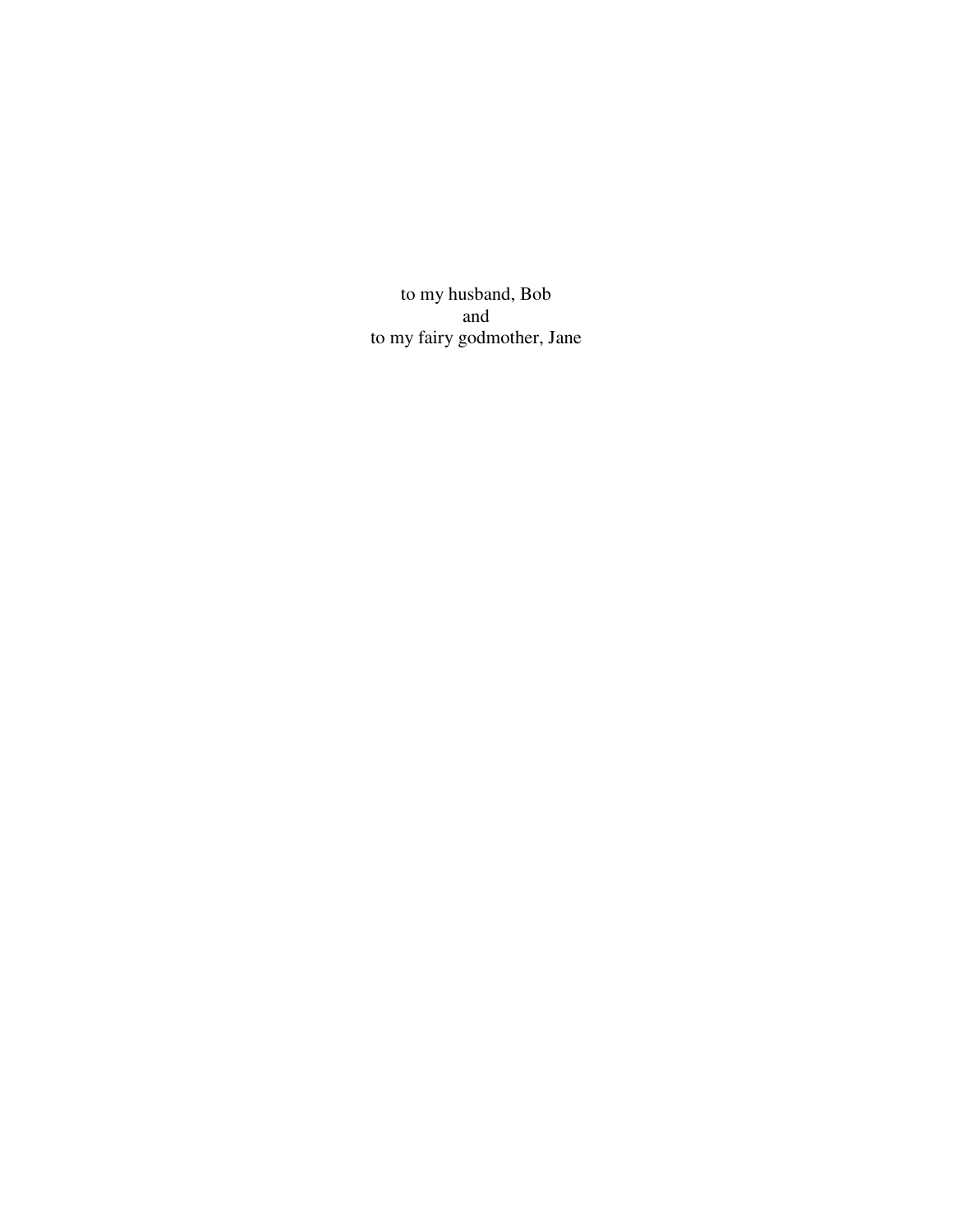to my husband, Bob  
and  
to my fairy godmother, Jane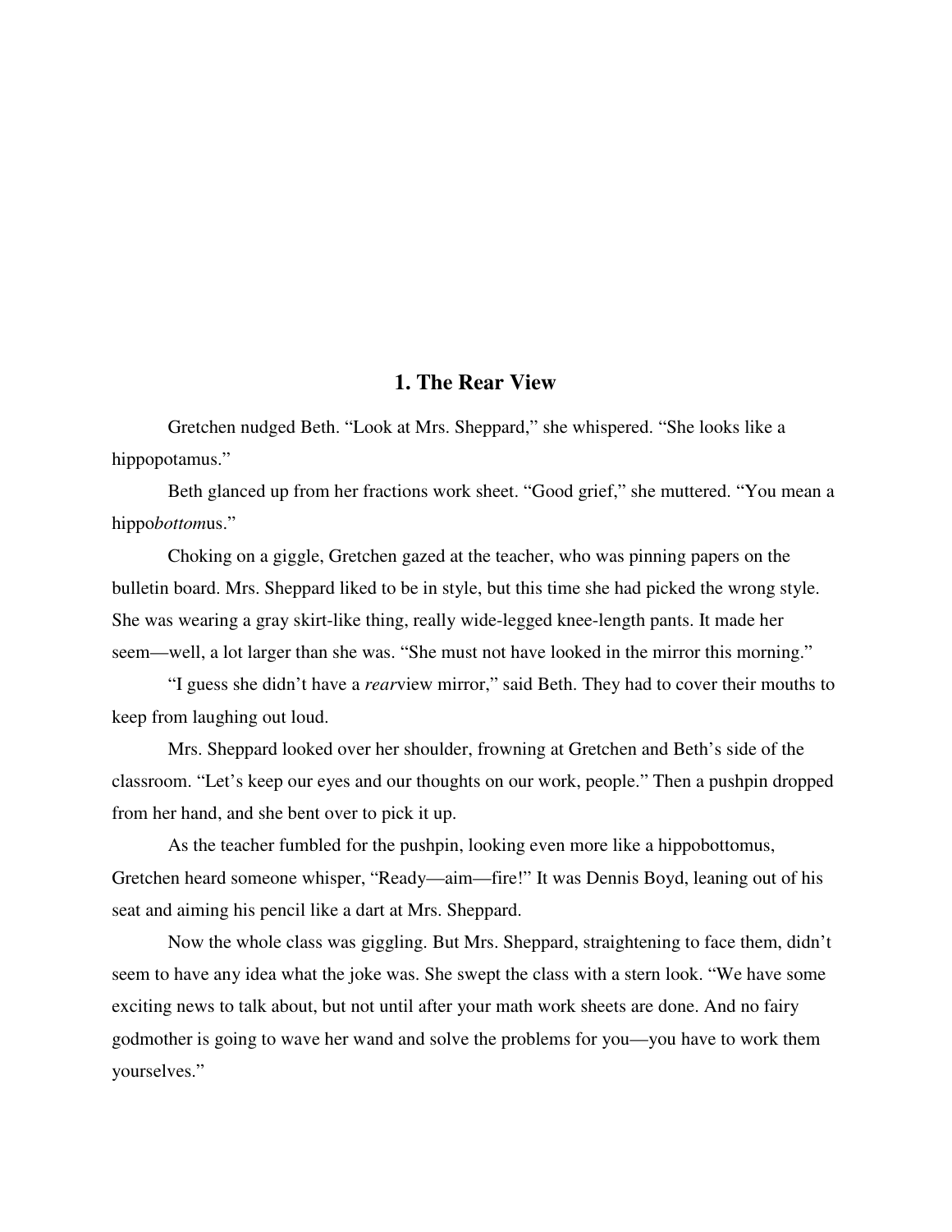## 1. The Rear View

Gretchen nudged Beth. “Look at Mrs. Sheppard,” she whispered. “She looks like a hippopotamus.”

Beth glanced up from her fractions work sheet. “Good grief,” she muttered. “You mean a hippo*bottom*us.”

Choking on a giggle, Gretchen gazed at the teacher, who was pinning papers on the bulletin board. Mrs. Sheppard liked to be in style, but this time she had picked the wrong style. She was wearing a gray skirt-like thing, really wide-legged knee-length pants. It made her seem—well, a lot larger than she was. “She must not have looked in the mirror this morning.”

“I guess she didn’t have a *rear*view mirror,” said Beth. They had to cover their mouths to keep from laughing out loud.

Mrs. Sheppard looked over her shoulder, frowning at Gretchen and Beth’s side of the classroom. “Let’s keep our eyes and our thoughts on our work, people.” Then a pushpin dropped from her hand, and she bent over to pick it up.

As the teacher fumbled for the pushpin, looking even more like a hippobottomus, Gretchen heard someone whisper, “Ready—aim—fire!” It was Dennis Boyd, leaning out of his seat and aiming his pencil like a dart at Mrs. Sheppard.

Now the whole class was giggling. But Mrs. Sheppard, straightening to face them, didn’t seem to have any idea what the joke was. She swept the class with a stern look. “We have some exciting news to talk about, but not until after your math work sheets are done. And no fairy godmother is going to wave her wand and solve the problems for you—you have to work them yourselves.”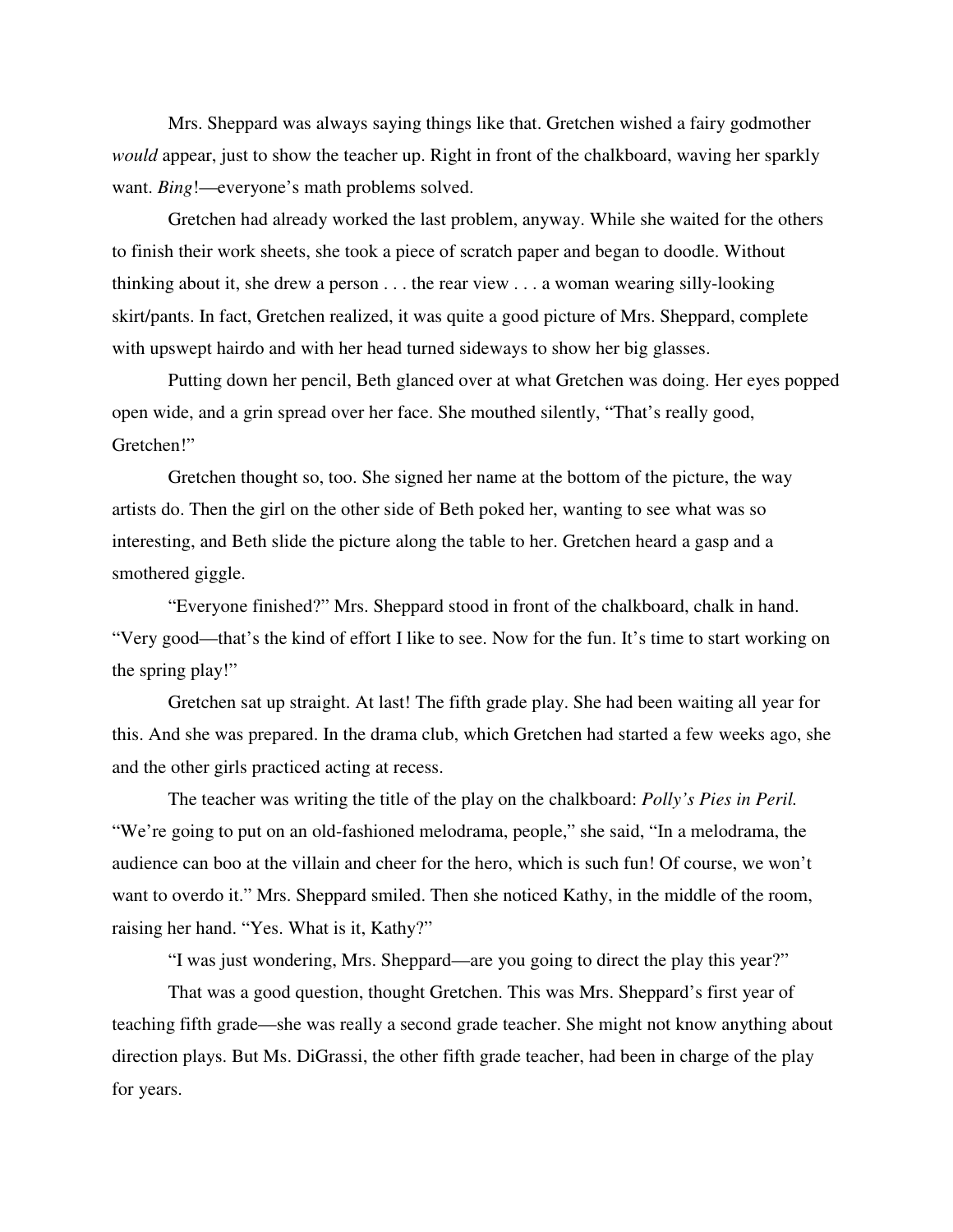Mrs. Sheppard was always saying things like that. Gretchen wished a fairy godmother *would* appear, just to show the teacher up. Right in front of the chalkboard, waving her sparkly want. *Bing*!—everyone's math problems solved.

Gretchen had already worked the last problem, anyway. While she waited for the others to finish their work sheets, she took a piece of scratch paper and began to doodle. Without thinking about it, she drew a person . . . the rear view . . . a woman wearing silly-looking skirt/pants. In fact, Gretchen realized, it was quite a good picture of Mrs. Sheppard, complete with upswept hairdo and with her head turned sideways to show her big glasses.

Putting down her pencil, Beth glanced over at what Gretchen was doing. Her eyes popped open wide, and a grin spread over her face. She mouthed silently, "That's really good, Gretchen!"

Gretchen thought so, too. She signed her name at the bottom of the picture, the way artists do. Then the girl on the other side of Beth poked her, wanting to see what was so interesting, and Beth slide the picture along the table to her. Gretchen heard a gasp and a smothered giggle.

"Everyone finished?" Mrs. Sheppard stood in front of the chalkboard, chalk in hand. "Very good—that's the kind of effort I like to see. Now for the fun. It's time to start working on the spring play!"

Gretchen sat up straight. At last! The fifth grade play. She had been waiting all year for this. And she was prepared. In the drama club, which Gretchen had started a few weeks ago, she and the other girls practiced acting at recess.

The teacher was writing the title of the play on the chalkboard: *Polly's Pies in Peril.* "We're going to put on an old-fashioned melodrama, people," she said, "In a melodrama, the audience can boo at the villain and cheer for the hero, which is such fun! Of course, we won't want to overdo it." Mrs. Sheppard smiled. Then she noticed Kathy, in the middle of the room, raising her hand. "Yes. What is it, Kathy?"

"I was just wondering, Mrs. Sheppard—are you going to direct the play this year?"

That was a good question, thought Gretchen. This was Mrs. Sheppard's first year of teaching fifth grade—she was really a second grade teacher. She might not know anything about direction plays. But Ms. DiGrassi, the other fifth grade teacher, had been in charge of the play for years.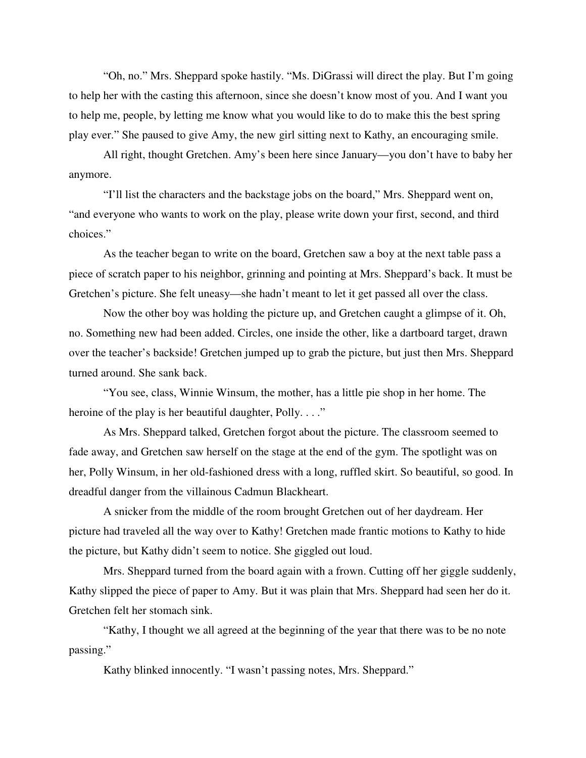"Oh, no." Mrs. Sheppard spoke hastily. "Ms. DiGrassi will direct the play. But I'm going to help her with the casting this afternoon, since she doesn't know most of you. And I want you to help me, people, by letting me know what you would like to do to make this the best spring play ever." She paused to give Amy, the new girl sitting next to Kathy, an encouraging smile.

All right, thought Gretchen. Amy's been here since January—you don't have to baby her anymore.

"I'll list the characters and the backstage jobs on the board," Mrs. Sheppard went on, "and everyone who wants to work on the play, please write down your first, second, and third choices."

As the teacher began to write on the board, Gretchen saw a boy at the next table pass a piece of scratch paper to his neighbor, grinning and pointing at Mrs. Sheppard's back. It must be Gretchen's picture. She felt uneasy—she hadn't meant to let it get passed all over the class.

Now the other boy was holding the picture up, and Gretchen caught a glimpse of it. Oh, no. Something new had been added. Circles, one inside the other, like a dartboard target, drawn over the teacher's backside! Gretchen jumped up to grab the picture, but just then Mrs. Sheppard turned around. She sank back.

"You see, class, Winnie Winsum, the mother, has a little pie shop in her home. The heroine of the play is her beautiful daughter, Polly. . . ."

As Mrs. Sheppard talked, Gretchen forgot about the picture. The classroom seemed to fade away, and Gretchen saw herself on the stage at the end of the gym. The spotlight was on her, Polly Winsum, in her old-fashioned dress with a long, ruffled skirt. So beautiful, so good. In dreadful danger from the villainous Cadmun Blackheart.

A snicker from the middle of the room brought Gretchen out of her daydream. Her picture had traveled all the way over to Kathy! Gretchen made frantic motions to Kathy to hide the picture, but Kathy didn't seem to notice. She giggled out loud.

Mrs. Sheppard turned from the board again with a frown. Cutting off her giggle suddenly, Kathy slipped the piece of paper to Amy. But it was plain that Mrs. Sheppard had seen her do it. Gretchen felt her stomach sink.

"Kathy, I thought we all agreed at the beginning of the year that there was to be no note passing."

Kathy blinked innocently. "I wasn't passing notes, Mrs. Sheppard."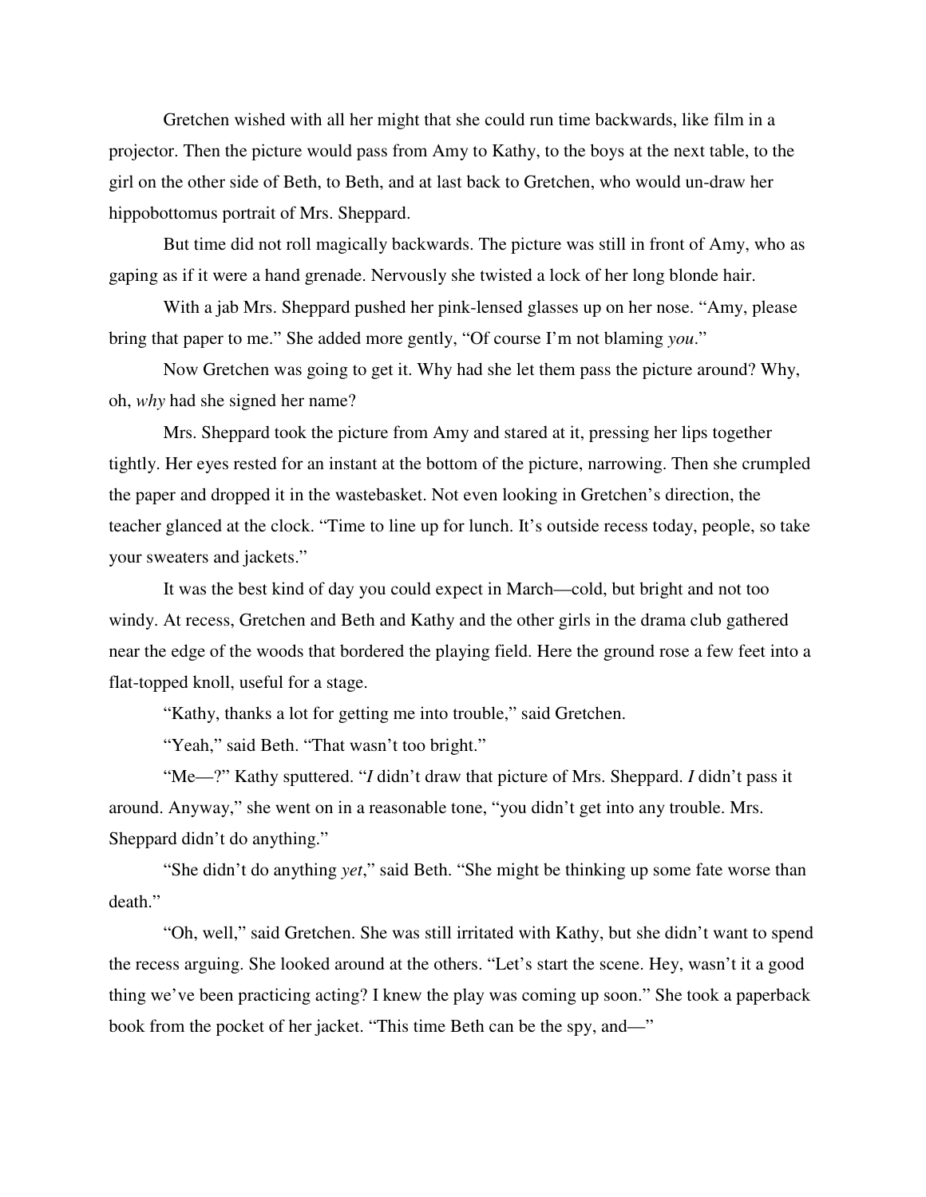Gretchen wished with all her might that she could run time backwards, like film in a projector. Then the picture would pass from Amy to Kathy, to the boys at the next table, to the girl on the other side of Beth, to Beth, and at last back to Gretchen, who would un-draw her hippobottomus portrait of Mrs. Sheppard.

But time did not roll magically backwards. The picture was still in front of Amy, who as gaping as if it were a hand grenade. Nervously she twisted a lock of her long blonde hair.

With a jab Mrs. Sheppard pushed her pink-lensed glasses up on her nose. "Amy, please bring that paper to me." She added more gently, "Of course I'm not blaming *you*."

Now Gretchen was going to get it. Why had she let them pass the picture around? Why, oh, *why* had she signed her name?

Mrs. Sheppard took the picture from Amy and stared at it, pressing her lips together tightly. Her eyes rested for an instant at the bottom of the picture, narrowing. Then she crumpled the paper and dropped it in the wastebasket. Not even looking in Gretchen's direction, the teacher glanced at the clock. "Time to line up for lunch. It's outside recess today, people, so take your sweaters and jackets."

It was the best kind of day you could expect in March—cold, but bright and not too windy. At recess, Gretchen and Beth and Kathy and the other girls in the drama club gathered near the edge of the woods that bordered the playing field. Here the ground rose a few feet into a flat-topped knoll, useful for a stage.

"Kathy, thanks a lot for getting me into trouble," said Gretchen.

"Yeah," said Beth. "That wasn't too bright."

"Me—?" Kathy sputtered. "*I* didn't draw that picture of Mrs. Sheppard. *I* didn't pass it around. Anyway," she went on in a reasonable tone, "you didn't get into any trouble. Mrs. Sheppard didn't do anything."

"She didn't do anything *yet*," said Beth. "She might be thinking up some fate worse than death."

"Oh, well," said Gretchen. She was still irritated with Kathy, but she didn't want to spend the recess arguing. She looked around at the others. "Let's start the scene. Hey, wasn't it a good thing we've been practicing acting? I knew the play was coming up soon." She took a paperback book from the pocket of her jacket. "This time Beth can be the spy, and—"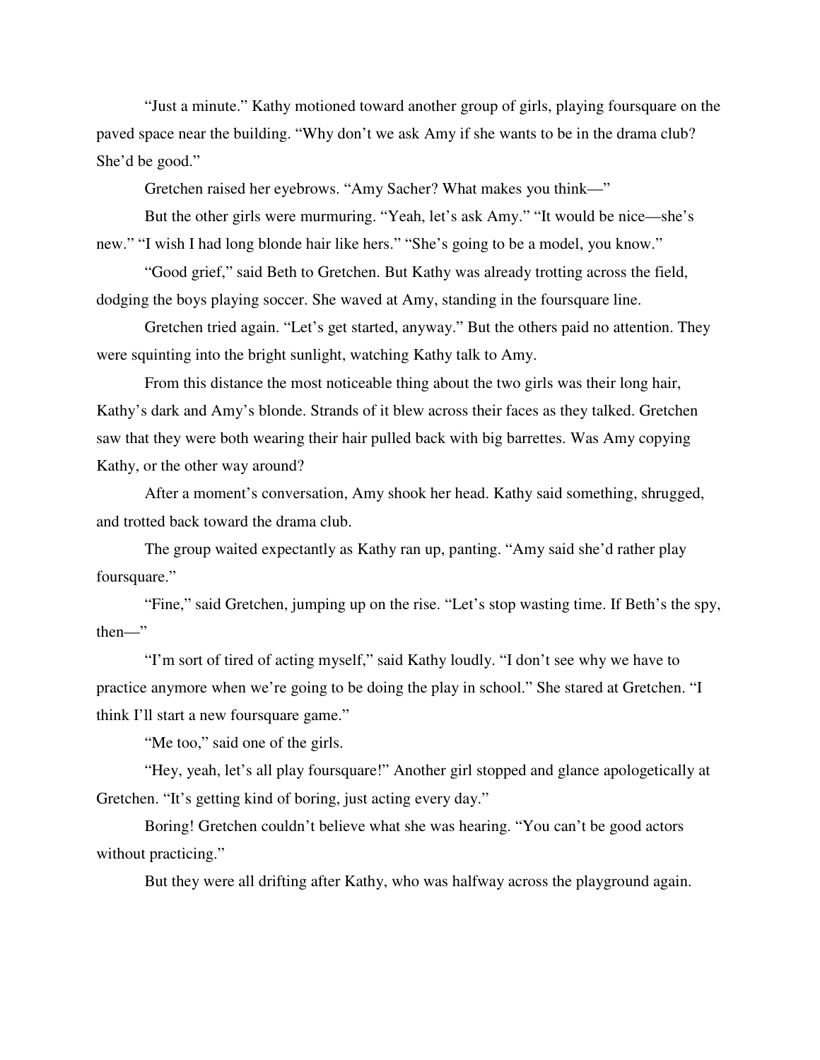"Just a minute." Kathy motioned toward another group of girls, playing foursquare on the paved space near the building. "Why don't we ask Amy if she wants to be in the drama club? She'd be good."

Gretchen raised her eyebrows. "Amy Sacher? What makes you think—"

But the other girls were murmuring. "Yeah, let's ask Amy." "It would be nice—she's new." "I wish I had long blonde hair like hers." "She's going to be a model, you know."

"Good grief," said Beth to Gretchen. But Kathy was already trotting across the field, dodging the boys playing soccer. She waved at Amy, standing in the foursquare line.

Gretchen tried again. "Let's get started, anyway." But the others paid no attention. They were squinting into the bright sunlight, watching Kathy talk to Amy.

From this distance the most noticeable thing about the two girls was their long hair, Kathy's dark and Amy's blonde. Strands of it blew across their faces as they talked. Gretchen saw that they were both wearing their hair pulled back with big barrettes. Was Amy copying Kathy, or the other way around?

After a moment's conversation, Amy shook her head. Kathy said something, shrugged, and trotted back toward the drama club.

The group waited expectantly as Kathy ran up, panting. "Amy said she'd rather play foursquare."

"Fine," said Gretchen, jumping up on the rise. "Let's stop wasting time. If Beth's the spy, then—"

"I'm sort of tired of acting myself," said Kathy loudly. "I don't see why we have to practice anymore when we're going to be doing the play in school." She stared at Gretchen. "I think I'll start a new foursquare game."

"Me too," said one of the girls.

"Hey, yeah, let's all play foursquare!" Another girl stopped and glance apologetically at Gretchen. "It's getting kind of boring, just acting every day."

Boring! Gretchen couldn't believe what she was hearing. "You can't be good actors without practicing."

But they were all drifting after Kathy, who was halfway across the playground again.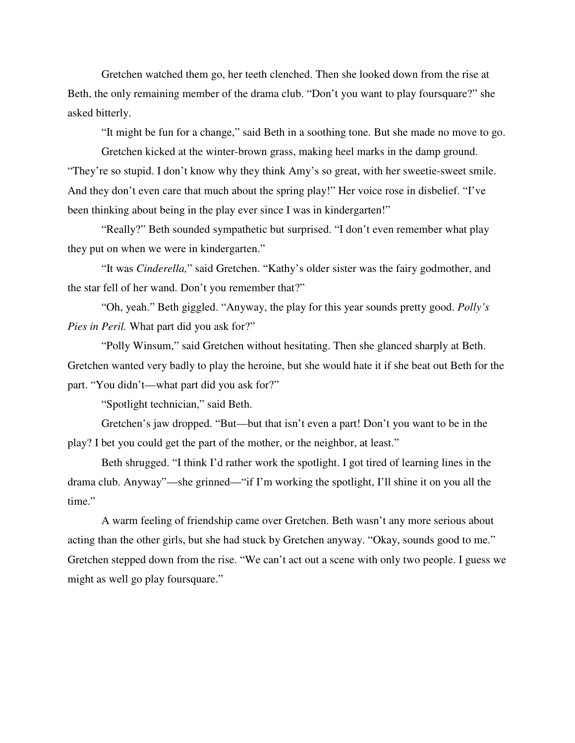Gretchen watched them go, her teeth clenched. Then she looked down from the rise at Beth, the only remaining member of the drama club. “Don’t you want to play foursquare?” she asked bitterly.

“It might be fun for a change,” said Beth in a soothing tone. But she made no move to go.

Gretchen kicked at the winter-brown grass, making heel marks in the damp ground. “They’re so stupid. I don’t know why they think Amy’s so great, with her sweetie-sweet smile. And they don’t even care that much about the spring play!” Her voice rose in disbelief. “I’ve been thinking about being in the play ever since I was in kindergarten!”

“Really?” Beth sounded sympathetic but surprised. “I don’t even remember what play they put on when we were in kindergarten.”

“It was *Cinderella,*” said Gretchen. “Kathy’s older sister was the fairy godmother, and the star fell of her wand. Don’t you remember that?”

“Oh, yeah.” Beth giggled. “Anyway, the play for this year sounds pretty good. *Polly’s Pies in Peril.* What part did you ask for?”

“Polly Winsum,” said Gretchen without hesitating. Then she glanced sharply at Beth. Gretchen wanted very badly to play the heroine, but she would hate it if she beat out Beth for the part. “You didn’t—what part did you ask for?”

“Spotlight technician,” said Beth.

Gretchen’s jaw dropped. “But—but that isn’t even a part! Don’t you want to be in the play? I bet you could get the part of the mother, or the neighbor, at least.”

Beth shrugged. “I think I’d rather work the spotlight. I got tired of learning lines in the drama club. Anyway”—she grinned—“if I’m working the spotlight, I’ll shine it on you all the time.”

A warm feeling of friendship came over Gretchen. Beth wasn’t any more serious about acting than the other girls, but she had stuck by Gretchen anyway. “Okay, sounds good to me.” Gretchen stepped down from the rise. “We can’t act out a scene with only two people. I guess we might as well go play foursquare.”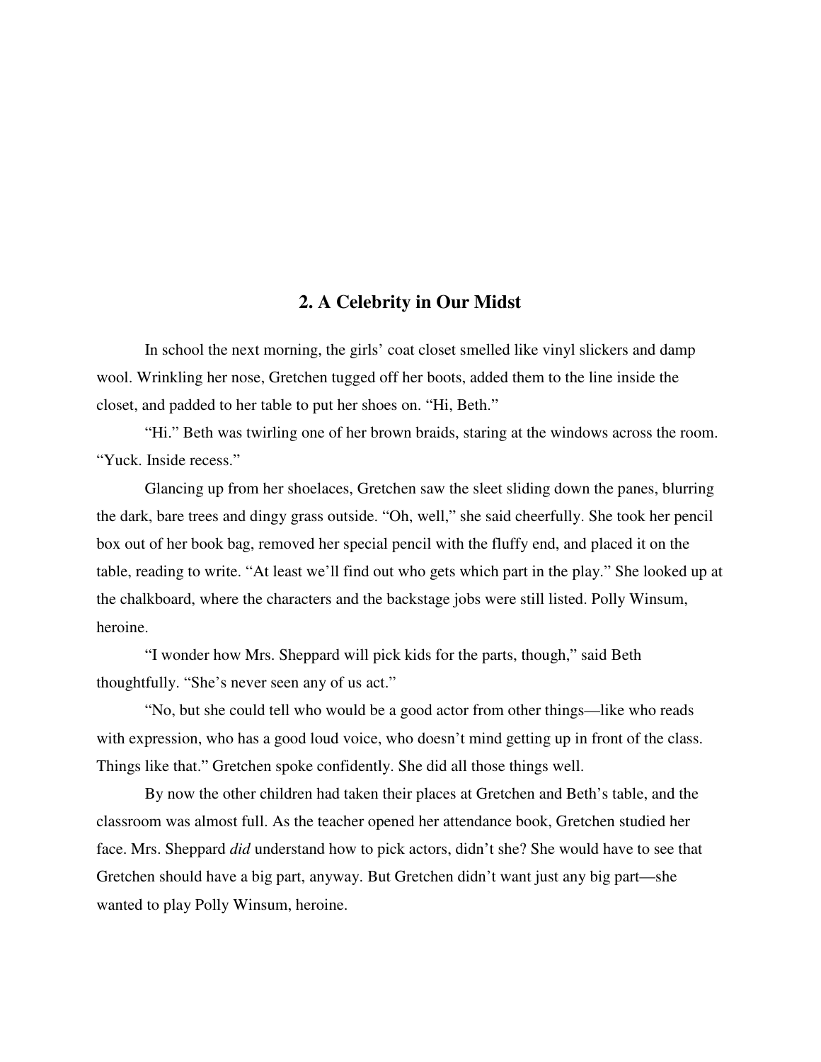## 2. A Celebrity in Our Midst

In school the next morning, the girls' coat closet smelled like vinyl slickers and damp wool. Wrinkling her nose, Gretchen tugged off her boots, added them to the line inside the closet, and padded to her table to put her shoes on. "Hi, Beth."

"Hi." Beth was twirling one of her brown braids, staring at the windows across the room. "Yuck. Inside recess."

Glancing up from her shoelaces, Gretchen saw the sleet sliding down the panes, blurring the dark, bare trees and dingy grass outside. "Oh, well," she said cheerfully. She took her pencil box out of her book bag, removed her special pencil with the fluffy end, and placed it on the table, reading to write. "At least we'll find out who gets which part in the play." She looked up at the chalkboard, where the characters and the backstage jobs were still listed. Polly Winsum, heroine.

"I wonder how Mrs. Sheppard will pick kids for the parts, though," said Beth thoughtfully. "She's never seen any of us act."

"No, but she could tell who would be a good actor from other things—like who reads with expression, who has a good loud voice, who doesn't mind getting up in front of the class. Things like that." Gretchen spoke confidently. She did all those things well.

By now the other children had taken their places at Gretchen and Beth's table, and the classroom was almost full. As the teacher opened her attendance book, Gretchen studied her face. Mrs. Sheppard *did* understand how to pick actors, didn't she? She would have to see that Gretchen should have a big part, anyway. But Gretchen didn't want just any big part—she wanted to play Polly Winsum, heroine.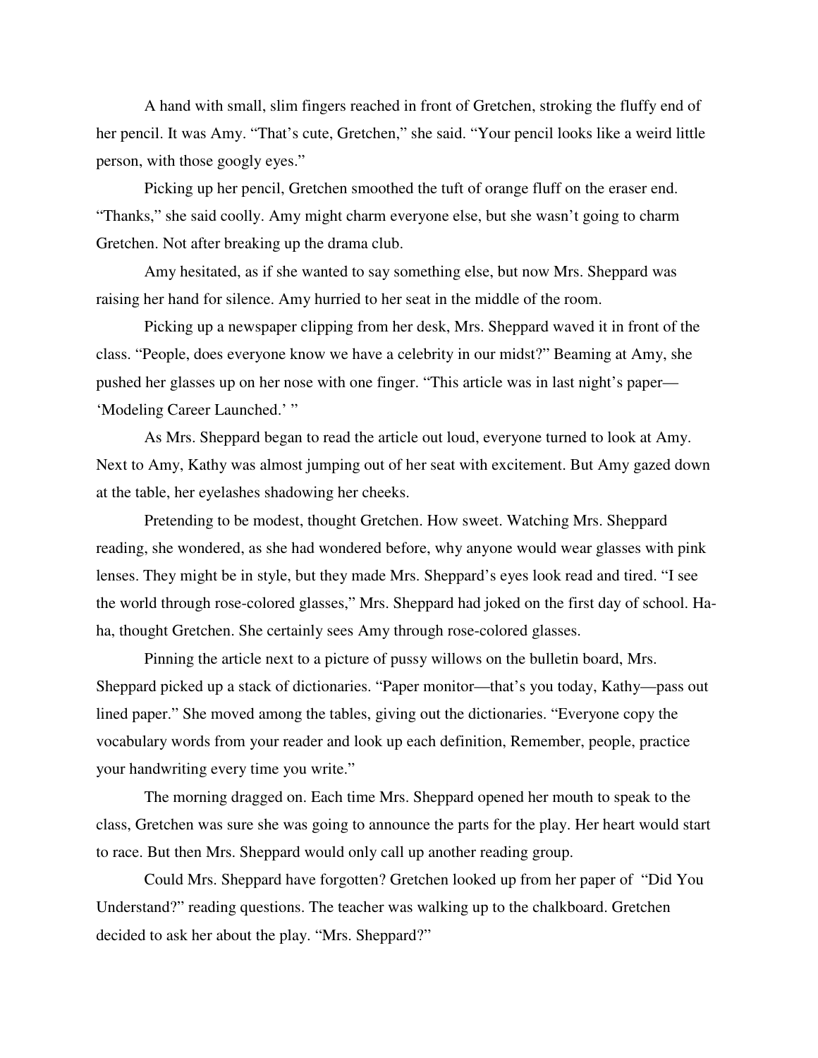A hand with small, slim fingers reached in front of Gretchen, stroking the fluffy end of her pencil. It was Amy. "That's cute, Gretchen," she said. "Your pencil looks like a weird little person, with those googly eyes."

Picking up her pencil, Gretchen smoothed the tuft of orange fluff on the eraser end. "Thanks," she said coolly. Amy might charm everyone else, but she wasn't going to charm Gretchen. Not after breaking up the drama club.

Amy hesitated, as if she wanted to say something else, but now Mrs. Sheppard was raising her hand for silence. Amy hurried to her seat in the middle of the room.

Picking up a newspaper clipping from her desk, Mrs. Sheppard waved it in front of the class. "People, does everyone know we have a celebrity in our midst?" Beaming at Amy, she pushed her glasses up on her nose with one finger. "This article was in last night's paper—'Modeling Career Launched.' "

As Mrs. Sheppard began to read the article out loud, everyone turned to look at Amy. Next to Amy, Kathy was almost jumping out of her seat with excitement. But Amy gazed down at the table, her eyelashes shadowing her cheeks.

Pretending to be modest, thought Gretchen. How sweet. Watching Mrs. Sheppard reading, she wondered, as she had wondered before, why anyone would wear glasses with pink lenses. They might be in style, but they made Mrs. Sheppard's eyes look read and tired. "I see the world through rose-colored glasses," Mrs. Sheppard had joked on the first day of school. Ha-ha, thought Gretchen. She certainly sees Amy through rose-colored glasses.

Pinning the article next to a picture of pussy willows on the bulletin board, Mrs. Sheppard picked up a stack of dictionaries. "Paper monitor—that's you today, Kathy—pass out lined paper." She moved among the tables, giving out the dictionaries. "Everyone copy the vocabulary words from your reader and look up each definition, Remember, people, practice your handwriting every time you write."

The morning dragged on. Each time Mrs. Sheppard opened her mouth to speak to the class, Gretchen was sure she was going to announce the parts for the play. Her heart would start to race. But then Mrs. Sheppard would only call up another reading group.

Could Mrs. Sheppard have forgotten? Gretchen looked up from her paper of "Did You Understand?" reading questions. The teacher was walking up to the chalkboard. Gretchen decided to ask her about the play. "Mrs. Sheppard?"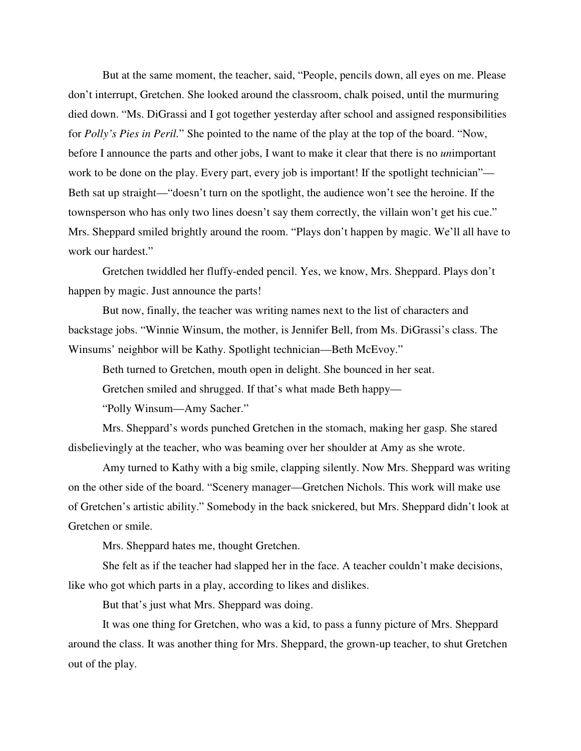But at the same moment, the teacher, said, "People, pencils down, all eyes on me. Please don't interrupt, Gretchen. She looked around the classroom, chalk poised, until the murmuring died down. "Ms. DiGrassi and I got together yesterday after school and assigned responsibilities for *Polly's Pies in Peril.*" She pointed to the name of the play at the top of the board. "Now, before I announce the parts and other jobs, I want to make it clear that there is no *un*important work to be done on the play. Every part, every job is important! If the spotlight technician"—Beth sat up straight—"doesn't turn on the spotlight, the audience won't see the heroine. If the townsperson who has only two lines doesn't say them correctly, the villain won't get his cue." Mrs. Sheppard smiled brightly around the room. "Plays don't happen by magic. We'll all have to work our hardest."

Gretchen twiddled her fluffy-ended pencil. Yes, we know, Mrs. Sheppard. Plays don't happen by magic. Just announce the parts!

But now, finally, the teacher was writing names next to the list of characters and backstage jobs. "Winnie Winsum, the mother, is Jennifer Bell, from Ms. DiGrassi's class. The Winsums' neighbor will be Kathy. Spotlight technician—Beth McEvoy."

Beth turned to Gretchen, mouth open in delight. She bounced in her seat.

Gretchen smiled and shrugged. If that's what made Beth happy—

"Polly Winsum—Amy Sacher."

Mrs. Sheppard's words punched Gretchen in the stomach, making her gasp. She stared disbelievingly at the teacher, who was beaming over her shoulder at Amy as she wrote.

Amy turned to Kathy with a big smile, clapping silently. Now Mrs. Sheppard was writing on the other side of the board. "Scenery manager—Gretchen Nichols. This work will make use of Gretchen's artistic ability." Somebody in the back snickered, but Mrs. Sheppard didn't look at Gretchen or smile.

Mrs. Sheppard hates me, thought Gretchen.

She felt as if the teacher had slapped her in the face. A teacher couldn't make decisions, like who got which parts in a play, according to likes and dislikes.

But that's just what Mrs. Sheppard was doing.

It was one thing for Gretchen, who was a kid, to pass a funny picture of Mrs. Sheppard around the class. It was another thing for Mrs. Sheppard, the grown-up teacher, to shut Gretchen out of the play.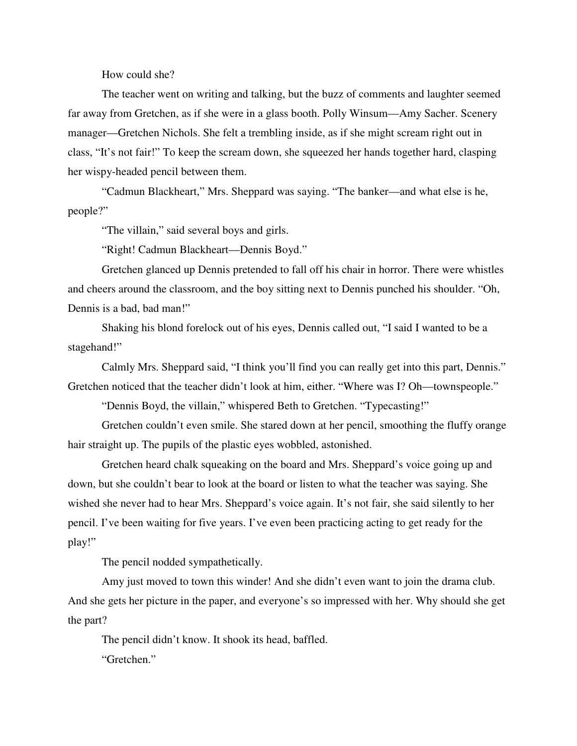How could she?

The teacher went on writing and talking, but the buzz of comments and laughter seemed far away from Gretchen, as if she were in a glass booth. Polly Winsum—Amy Sacher. Scenery manager—Gretchen Nichols. She felt a trembling inside, as if she might scream right out in class, "It's not fair!" To keep the scream down, she squeezed her hands together hard, clasping her wispy-headed pencil between them.

"Cadmun Blackheart," Mrs. Sheppard was saying. "The banker—and what else is he, people?"

"The villain," said several boys and girls.

"Right! Cadmun Blackheart—Dennis Boyd."

Gretchen glanced up Dennis pretended to fall off his chair in horror. There were whistles and cheers around the classroom, and the boy sitting next to Dennis punched his shoulder. "Oh, Dennis is a bad, bad man!"

Shaking his blond forelock out of his eyes, Dennis called out, "I said I wanted to be a stagehand!"

Calmly Mrs. Sheppard said, "I think you'll find you can really get into this part, Dennis." Gretchen noticed that the teacher didn't look at him, either. "Where was I? Oh—townspeople."

"Dennis Boyd, the villain," whispered Beth to Gretchen. "Typecasting!"

Gretchen couldn't even smile. She stared down at her pencil, smoothing the fluffy orange hair straight up. The pupils of the plastic eyes wobbled, astonished.

Gretchen heard chalk squeaking on the board and Mrs. Sheppard's voice going up and down, but she couldn't bear to look at the board or listen to what the teacher was saying. She wished she never had to hear Mrs. Sheppard's voice again. It's not fair, she said silently to her pencil. I've been waiting for five years. I've even been practicing acting to get ready for the play!"

The pencil nodded sympathetically.

Amy just moved to town this winder! And she didn't even want to join the drama club. And she gets her picture in the paper, and everyone's so impressed with her. Why should she get the part?

The pencil didn't know. It shook its head, baffled.

"Gretchen."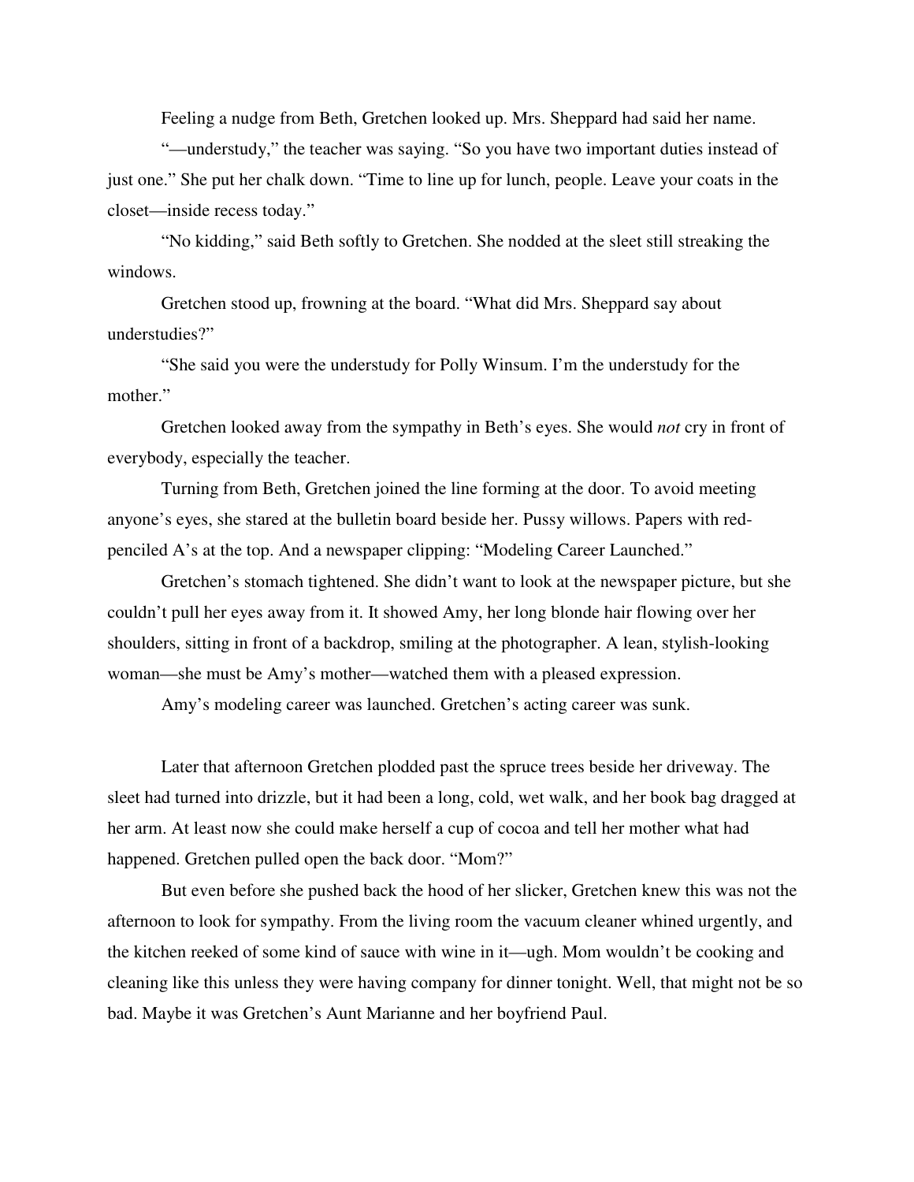Feeling a nudge from Beth, Gretchen looked up. Mrs. Sheppard had said her name.

"—understudy," the teacher was saying. "So you have two important duties instead of just one." She put her chalk down. "Time to line up for lunch, people. Leave your coats in the closet—inside recess today."

"No kidding," said Beth softly to Gretchen. She nodded at the sleet still streaking the windows.

Gretchen stood up, frowning at the board. "What did Mrs. Sheppard say about understudies?"

"She said you were the understudy for Polly Winsum. I'm the understudy for the mother."

Gretchen looked away from the sympathy in Beth's eyes. She would *not* cry in front of everybody, especially the teacher.

Turning from Beth, Gretchen joined the line forming at the door. To avoid meeting anyone's eyes, she stared at the bulletin board beside her. Pussy willows. Papers with red-penciled A's at the top. And a newspaper clipping: "Modeling Career Launched."

Gretchen's stomach tightened. She didn't want to look at the newspaper picture, but she couldn't pull her eyes away from it. It showed Amy, her long blonde hair flowing over her shoulders, sitting in front of a backdrop, smiling at the photographer. A lean, stylish-looking woman—she must be Amy's mother—watched them with a pleased expression.

Amy's modeling career was launched. Gretchen's acting career was sunk.

Later that afternoon Gretchen plodded past the spruce trees beside her driveway. The sleet had turned into drizzle, but it had been a long, cold, wet walk, and her book bag dragged at her arm. At least now she could make herself a cup of cocoa and tell her mother what had happened. Gretchen pulled open the back door. "Mom?"

But even before she pushed back the hood of her slicker, Gretchen knew this was not the afternoon to look for sympathy. From the living room the vacuum cleaner whined urgently, and the kitchen reeked of some kind of sauce with wine in it—ugh. Mom wouldn't be cooking and cleaning like this unless they were having company for dinner tonight. Well, that might not be so bad. Maybe it was Gretchen's Aunt Marianne and her boyfriend Paul.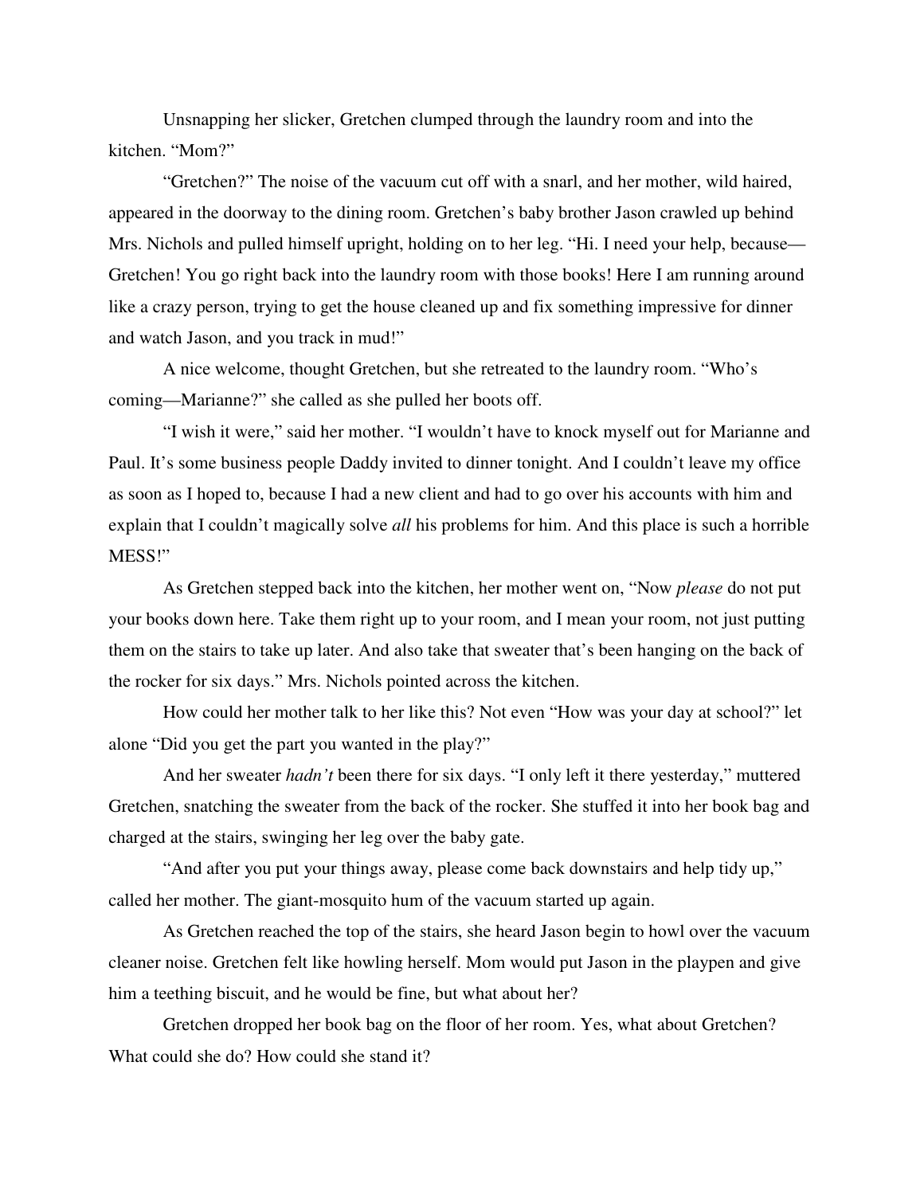Unsnapping her slicker, Gretchen clumped through the laundry room and into the kitchen. "Mom?"

"Gretchen?" The noise of the vacuum cut off with a snarl, and her mother, wild haired, appeared in the doorway to the dining room. Gretchen's baby brother Jason crawled up behind Mrs. Nichols and pulled himself upright, holding on to her leg. "Hi. I need your help, because—Gretchen! You go right back into the laundry room with those books! Here I am running around like a crazy person, trying to get the house cleaned up and fix something impressive for dinner and watch Jason, and you track in mud!"

A nice welcome, thought Gretchen, but she retreated to the laundry room. "Who's coming—Marianne?" she called as she pulled her boots off.

"I wish it were," said her mother. "I wouldn't have to knock myself out for Marianne and Paul. It's some business people Daddy invited to dinner tonight. And I couldn't leave my office as soon as I hoped to, because I had a new client and had to go over his accounts with him and explain that I couldn't magically solve *all* his problems for him. And this place is such a horrible MESS!"

As Gretchen stepped back into the kitchen, her mother went on, "Now *please* do not put your books down here. Take them right up to your room, and I mean your room, not just putting them on the stairs to take up later. And also take that sweater that's been hanging on the back of the rocker for six days." Mrs. Nichols pointed across the kitchen.

How could her mother talk to her like this? Not even "How was your day at school?" let alone "Did you get the part you wanted in the play?"

And her sweater *hadn't* been there for six days. "I only left it there yesterday," muttered Gretchen, snatching the sweater from the back of the rocker. She stuffed it into her book bag and charged at the stairs, swinging her leg over the baby gate.

"And after you put your things away, please come back downstairs and help tidy up," called her mother. The giant-mosquito hum of the vacuum started up again.

As Gretchen reached the top of the stairs, she heard Jason begin to howl over the vacuum cleaner noise. Gretchen felt like howling herself. Mom would put Jason in the playpen and give him a teething biscuit, and he would be fine, but what about her?

Gretchen dropped her book bag on the floor of her room. Yes, what about Gretchen? What could she do? How could she stand it?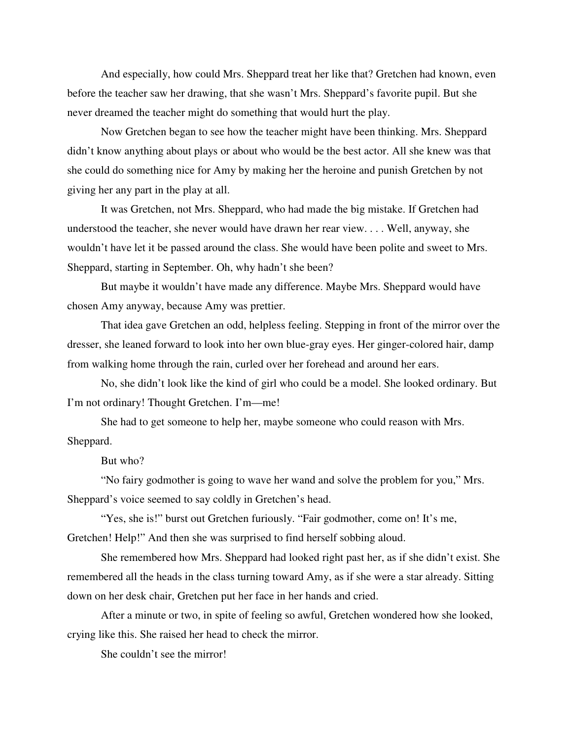And especially, how could Mrs. Sheppard treat her like that? Gretchen had known, even before the teacher saw her drawing, that she wasn't Mrs. Sheppard's favorite pupil. But she never dreamed the teacher might do something that would hurt the play.

Now Gretchen began to see how the teacher might have been thinking. Mrs. Sheppard didn't know anything about plays or about who would be the best actor. All she knew was that she could do something nice for Amy by making her the heroine and punish Gretchen by not giving her any part in the play at all.

It was Gretchen, not Mrs. Sheppard, who had made the big mistake. If Gretchen had understood the teacher, she never would have drawn her rear view. . . . Well, anyway, she wouldn't have let it be passed around the class. She would have been polite and sweet to Mrs. Sheppard, starting in September. Oh, why hadn't she been?

But maybe it wouldn't have made any difference. Maybe Mrs. Sheppard would have chosen Amy anyway, because Amy was prettier.

That idea gave Gretchen an odd, helpless feeling. Stepping in front of the mirror over the dresser, she leaned forward to look into her own blue-gray eyes. Her ginger-colored hair, damp from walking home through the rain, curled over her forehead and around her ears.

No, she didn't look like the kind of girl who could be a model. She looked ordinary. But I'm not ordinary! Thought Gretchen. I'm—me!

She had to get someone to help her, maybe someone who could reason with Mrs. Sheppard.

But who?

"No fairy godmother is going to wave her wand and solve the problem for you," Mrs. Sheppard's voice seemed to say coldly in Gretchen's head.

"Yes, she is!" burst out Gretchen furiously. "Fair godmother, come on! It's me, Gretchen! Help!" And then she was surprised to find herself sobbing aloud.

She remembered how Mrs. Sheppard had looked right past her, as if she didn't exist. She remembered all the heads in the class turning toward Amy, as if she were a star already. Sitting down on her desk chair, Gretchen put her face in her hands and cried.

After a minute or two, in spite of feeling so awful, Gretchen wondered how she looked, crying like this. She raised her head to check the mirror.

She couldn't see the mirror!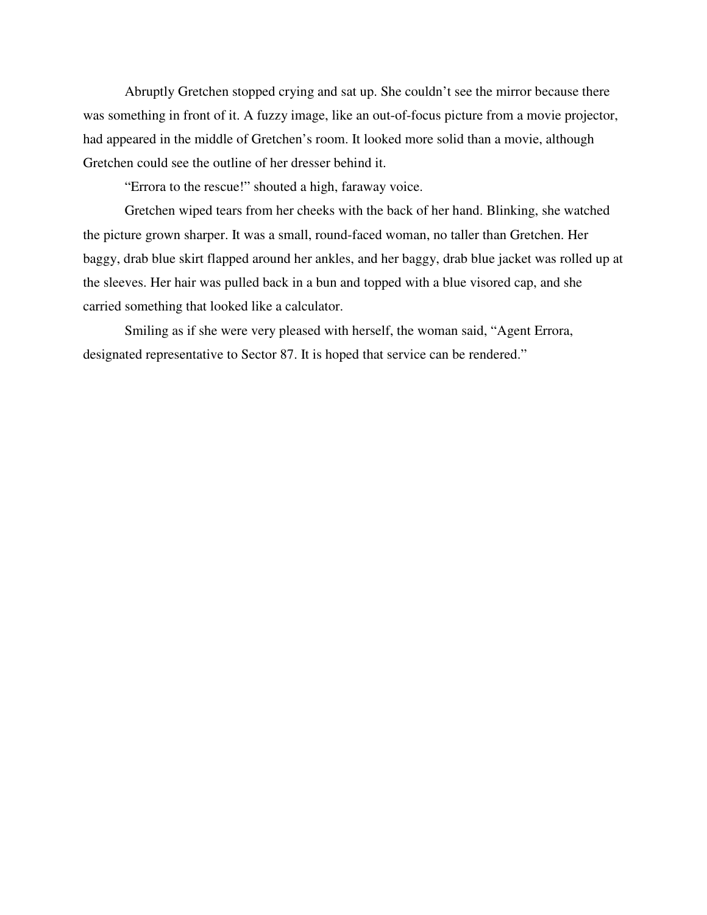Abruptly Gretchen stopped crying and sat up. She couldn't see the mirror because there was something in front of it. A fuzzy image, like an out-of-focus picture from a movie projector, had appeared in the middle of Gretchen's room. It looked more solid than a movie, although Gretchen could see the outline of her dresser behind it.

"Errora to the rescue!" shouted a high, faraway voice.

Gretchen wiped tears from her cheeks with the back of her hand. Blinking, she watched the picture grown sharper. It was a small, round-faced woman, no taller than Gretchen. Her baggy, drab blue skirt flapped around her ankles, and her baggy, drab blue jacket was rolled up at the sleeves. Her hair was pulled back in a bun and topped with a blue visored cap, and she carried something that looked like a calculator.

Smiling as if she were very pleased with herself, the woman said, "Agent Errora, designated representative to Sector 87. It is hoped that service can be rendered."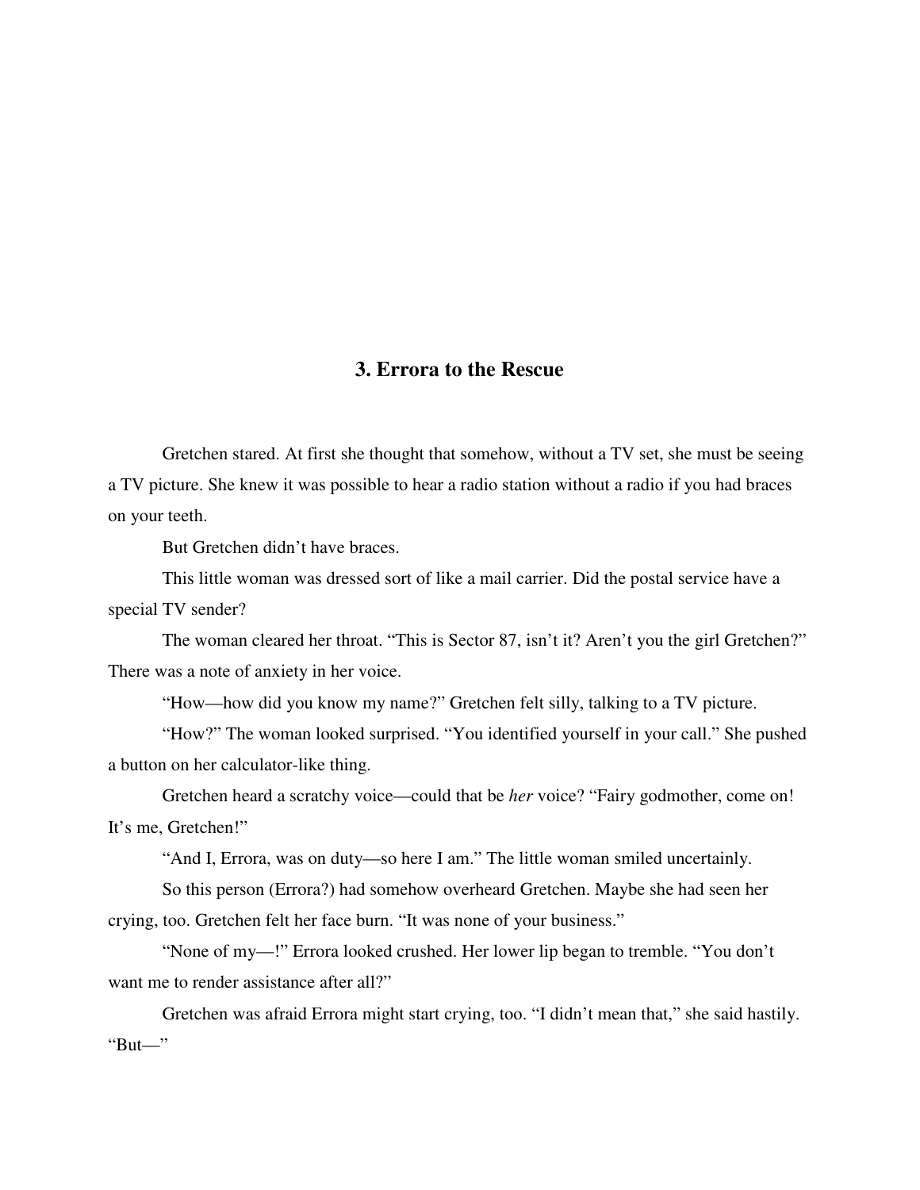## 3. Errora to the Rescue

Gretchen stared. At first she thought that somehow, without a TV set, she must be seeing a TV picture. She knew it was possible to hear a radio station without a radio if you had braces on your teeth.

But Gretchen didn't have braces.

This little woman was dressed sort of like a mail carrier. Did the postal service have a special TV sender?

The woman cleared her throat. "This is Sector 87, isn't it? Aren't you the girl Gretchen?" There was a note of anxiety in her voice.

"How—how did you know my name?" Gretchen felt silly, talking to a TV picture.

"How?" The woman looked surprised. "You identified yourself in your call." She pushed a button on her calculator-like thing.

Gretchen heard a scratchy voice—could that be *her* voice? "Fairy godmother, come on! It's me, Gretchen!"

"And I, Errora, was on duty—so here I am." The little woman smiled uncertainly.

So this person (Errora?) had somehow overheard Gretchen. Maybe she had seen her crying, too. Gretchen felt her face burn. "It was none of your business."

"None of my—!" Errora looked crushed. Her lower lip began to tremble. "You don't want me to render assistance after all?"

Gretchen was afraid Errora might start crying, too. "I didn't mean that," she said hastily. "But—"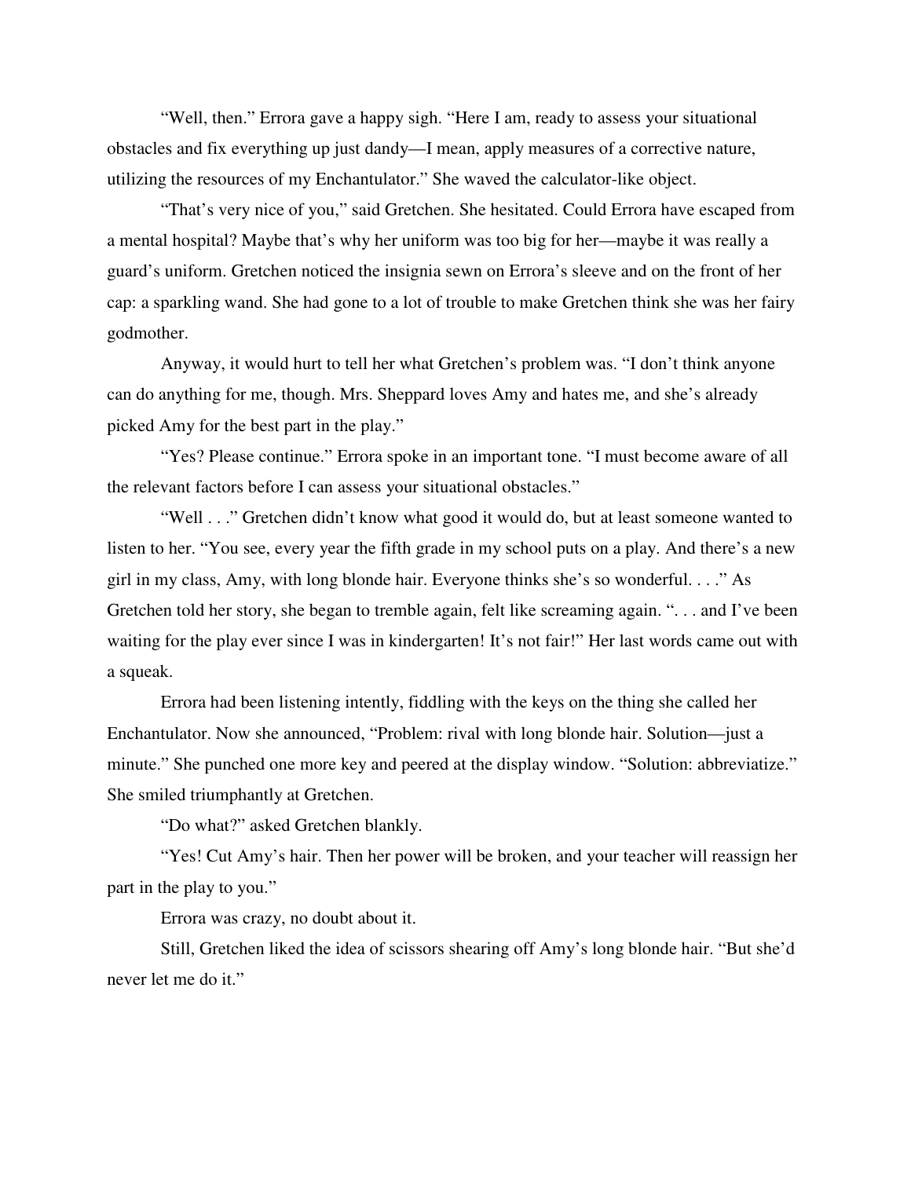"Well, then." Errora gave a happy sigh. "Here I am, ready to assess your situational obstacles and fix everything up just dandy—I mean, apply measures of a corrective nature, utilizing the resources of my Enchantulator." She waved the calculator-like object.

"That's very nice of you," said Gretchen. She hesitated. Could Errora have escaped from a mental hospital? Maybe that's why her uniform was too big for her—maybe it was really a guard's uniform. Gretchen noticed the insignia sewn on Errora's sleeve and on the front of her cap: a sparkling wand. She had gone to a lot of trouble to make Gretchen think she was her fairy godmother.

Anyway, it would hurt to tell her what Gretchen's problem was. "I don't think anyone can do anything for me, though. Mrs. Sheppard loves Amy and hates me, and she's already picked Amy for the best part in the play."

"Yes? Please continue." Errora spoke in an important tone. "I must become aware of all the relevant factors before I can assess your situational obstacles."

"Well . . ." Gretchen didn't know what good it would do, but at least someone wanted to listen to her. "You see, every year the fifth grade in my school puts on a play. And there's a new girl in my class, Amy, with long blonde hair. Everyone thinks she's so wonderful. . . ." As Gretchen told her story, she began to tremble again, felt like screaming again. ". . . and I've been waiting for the play ever since I was in kindergarten! It's not fair!" Her last words came out with a squeak.

Errora had been listening intently, fiddling with the keys on the thing she called her Enchantulator. Now she announced, "Problem: rival with long blonde hair. Solution—just a minute." She punched one more key and peered at the display window. "Solution: abbreviatize." She smiled triumphantly at Gretchen.

"Do what?" asked Gretchen blankly.

"Yes! Cut Amy's hair. Then her power will be broken, and your teacher will reassign her part in the play to you."

Errora was crazy, no doubt about it.

Still, Gretchen liked the idea of scissors shearing off Amy's long blonde hair. "But she'd never let me do it."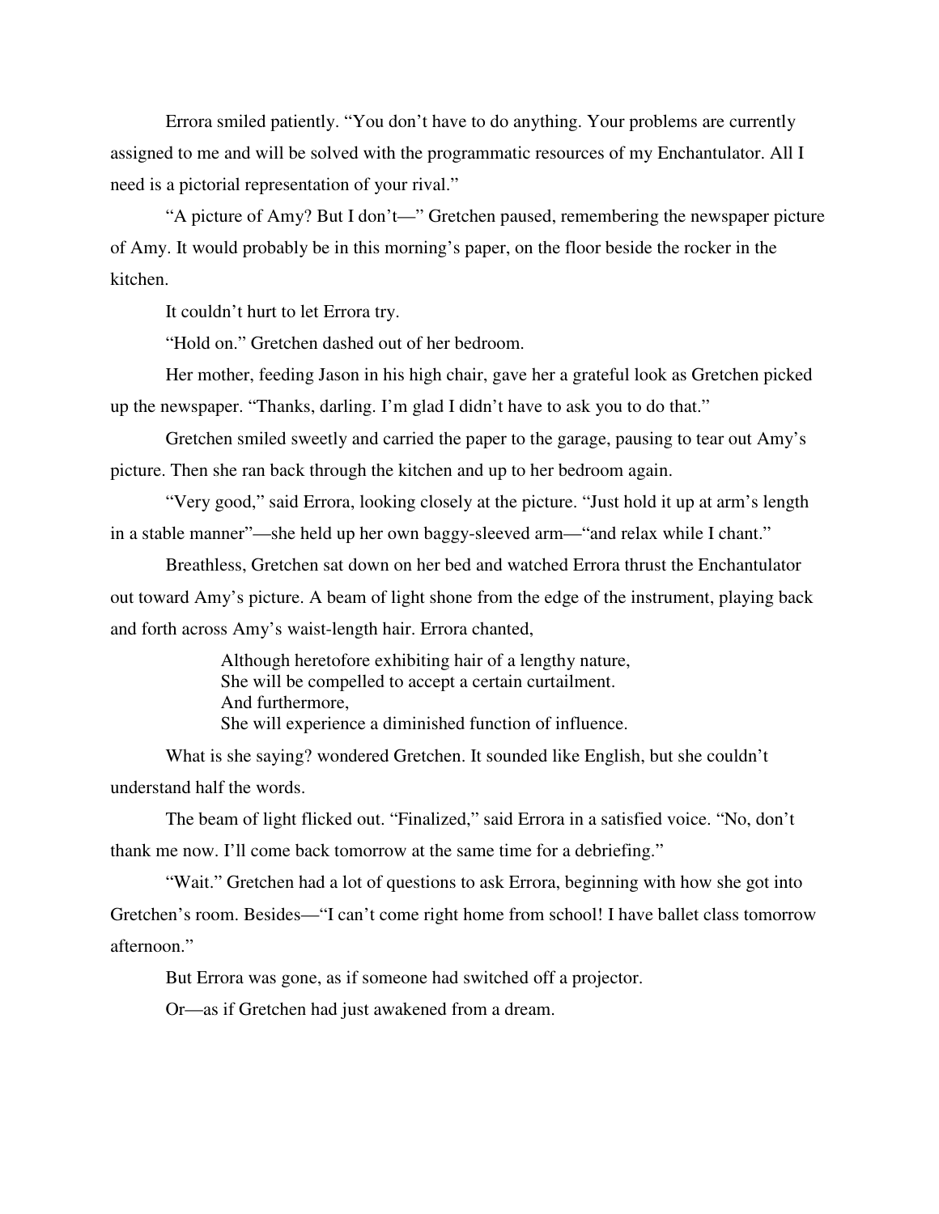Errora smiled patiently. "You don't have to do anything. Your problems are currently assigned to me and will be solved with the programmatic resources of my Enchantulator. All I need is a pictorial representation of your rival."

"A picture of Amy? But I don't—" Gretchen paused, remembering the newspaper picture of Amy. It would probably be in this morning's paper, on the floor beside the rocker in the kitchen.

It couldn't hurt to let Errora try.

"Hold on." Gretchen dashed out of her bedroom.

Her mother, feeding Jason in his high chair, gave her a grateful look as Gretchen picked up the newspaper. "Thanks, darling. I'm glad I didn't have to ask you to do that."

Gretchen smiled sweetly and carried the paper to the garage, pausing to tear out Amy's picture. Then she ran back through the kitchen and up to her bedroom again.

"Very good," said Errora, looking closely at the picture. "Just hold it up at arm's length in a stable manner"—she held up her own baggy-sleeved arm—"and relax while I chant."

Breathless, Gretchen sat down on her bed and watched Errora thrust the Enchantulator out toward Amy's picture. A beam of light shone from the edge of the instrument, playing back and forth across Amy's waist-length hair. Errora chanted,

> Although heretofore exhibiting hair of a lengthy nature,
> She will be compelled to accept a certain curtailment.
> And furthermore,
> She will experience a diminished function of influence.

What is she saying? wondered Gretchen. It sounded like English, but she couldn't understand half the words.

The beam of light flicked out. "Finalized," said Errora in a satisfied voice. "No, don't thank me now. I'll come back tomorrow at the same time for a debriefing."

"Wait." Gretchen had a lot of questions to ask Errora, beginning with how she got into Gretchen's room. Besides—"I can't come right home from school! I have ballet class tomorrow afternoon."

But Errora was gone, as if someone had switched off a projector.

Or—as if Gretchen had just awakened from a dream.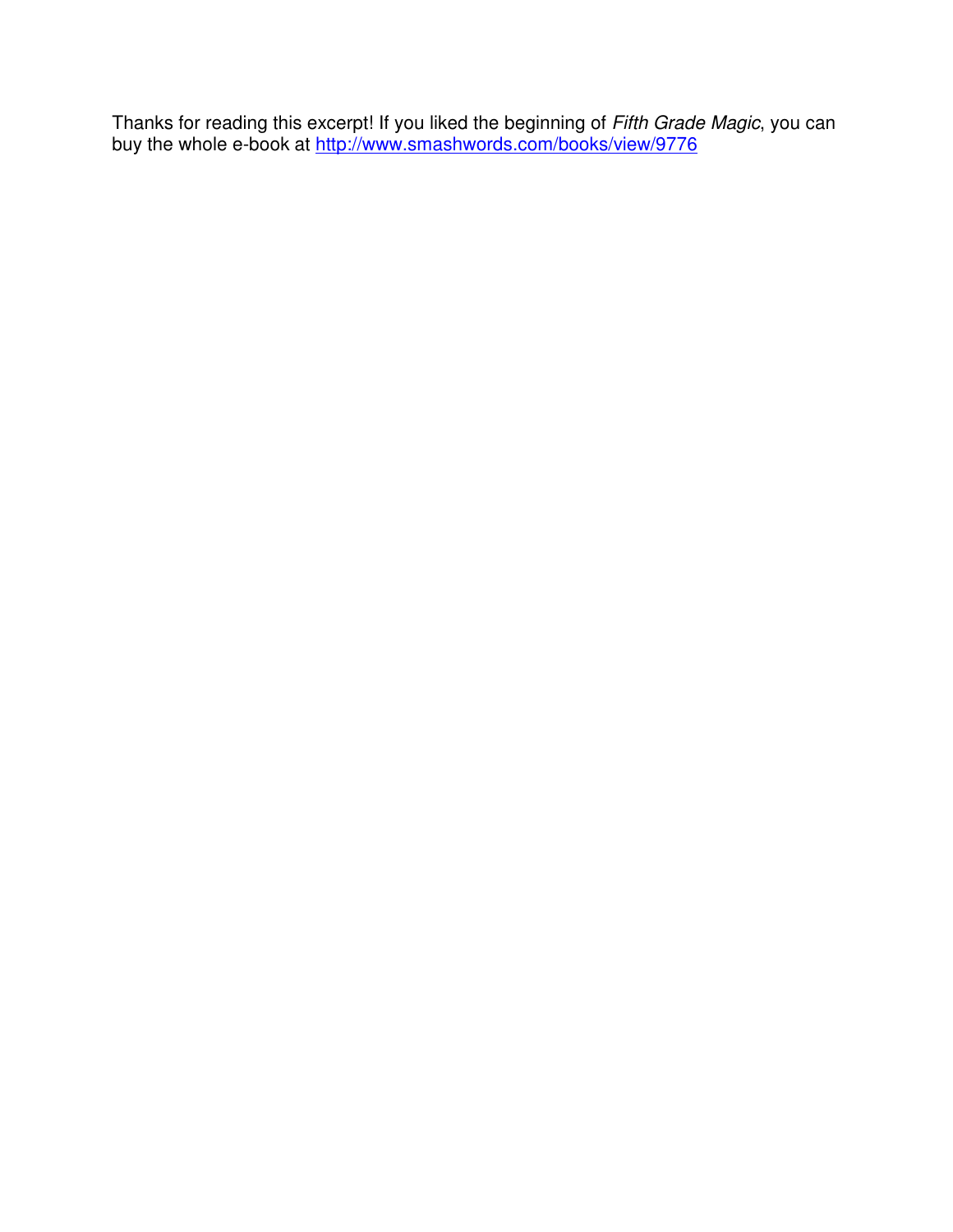Thanks for reading this excerpt! If you liked the beginning of *Fifth Grade Magic*, you can buy the whole e-book at [http://www.smashwords.com/books/view/9776](http://www.smashwords.com/books/view/9776)